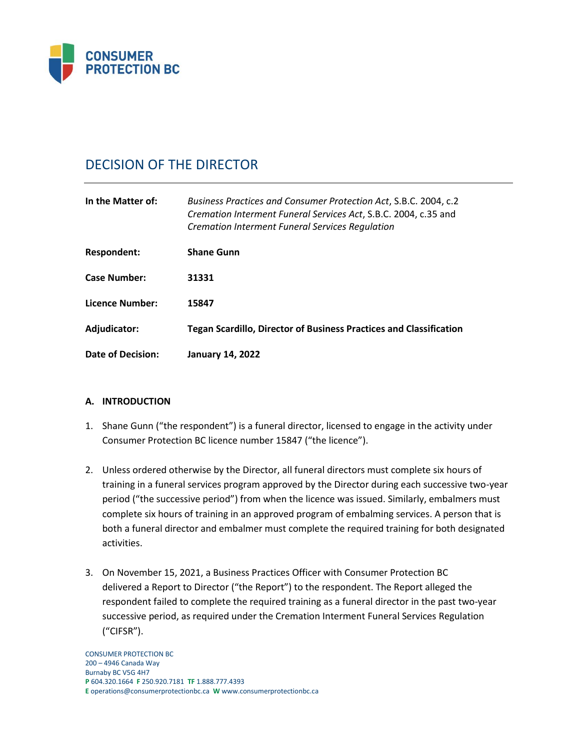# DECISION OF THE DIRECTOR

| | |
|---|---|
| **In the Matter of:** | *Business Practices and Consumer Protection Act*, S.B.C. 2004, c.2 *Cremation Interment Funeral Services Act*, S.B.C. 2004, c.35 and *Cremation Interment Funeral Services Regulation* |
| **Respondent:** | **Shane Gunn** |
| **Case Number:** | **31331** |
| **Licence Number:** | **15847** |
| **Adjudicator:** | **Tegan Scardillo, Director of Business Practices and Classification** |
| **Date of Decision:** | **January 14, 2022** |

## A. INTRODUCTION

1. Shane Gunn ("the respondent") is a funeral director, licensed to engage in the activity under Consumer Protection BC licence number 15847 ("the licence").

2. Unless ordered otherwise by the Director, all funeral directors must complete six hours of training in a funeral services program approved by the Director during each successive two-year period ("the successive period") from when the licence was issued. Similarly, embalmers must complete six hours of training in an approved program of embalming services. A person that is both a funeral director and embalmer must complete the required training for both designated activities.

3. On November 15, 2021, a Business Practices Officer with Consumer Protection BC delivered a Report to Director ("the Report") to the respondent. The Report alleged the respondent failed to complete the required training as a funeral director in the past two-year successive period, as required under the Cremation Interment Funeral Services Regulation ("CIFSR").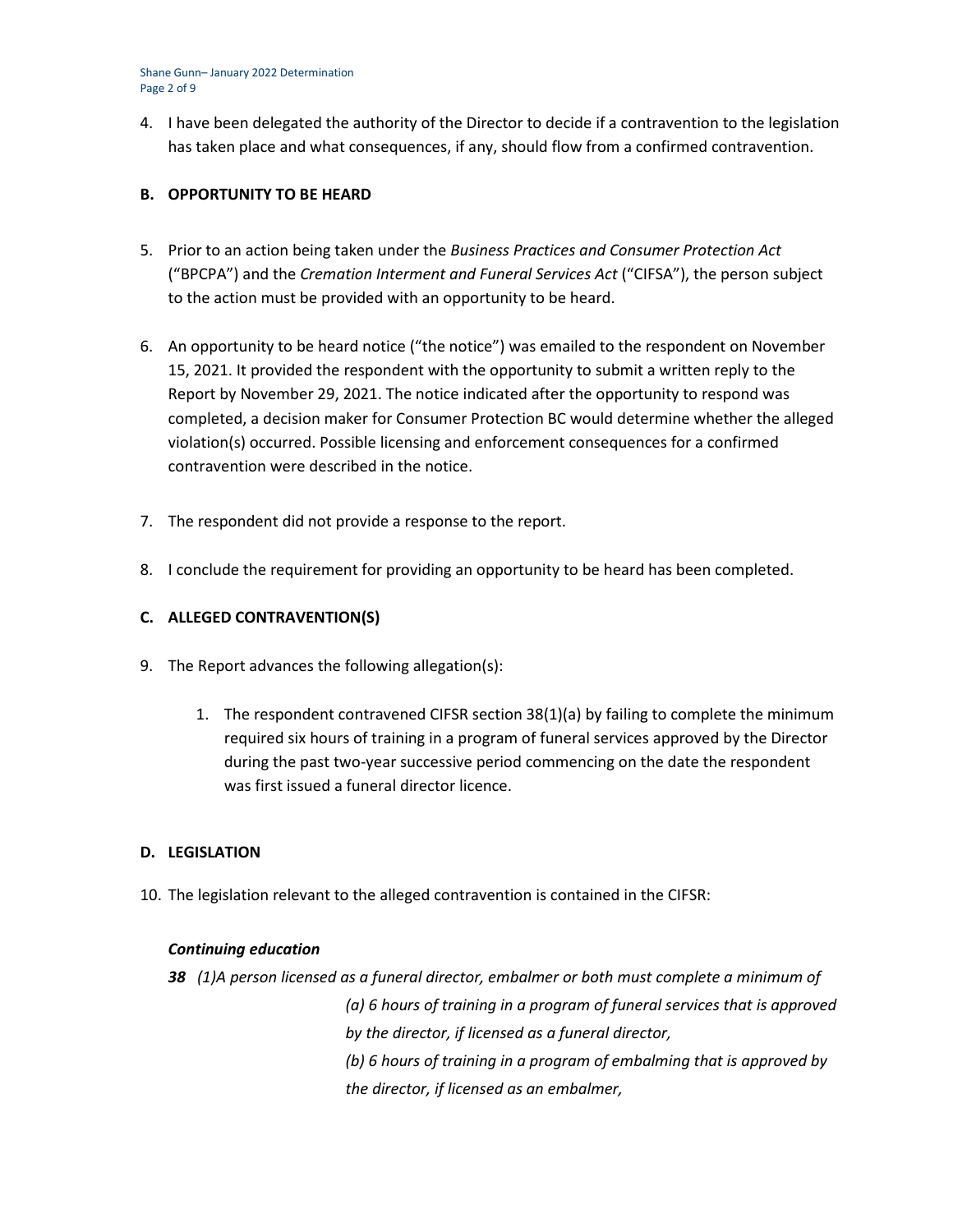4. I have been delegated the authority of the Director to decide if a contravention to the legislation has taken place and what consequences, if any, should flow from a confirmed contravention.

## B. OPPORTUNITY TO BE HEARD

5. Prior to an action being taken under the *Business Practices and Consumer Protection Act* ("BPCPA") and the *Cremation Interment and Funeral Services Act* ("CIFSA"), the person subject to the action must be provided with an opportunity to be heard.

6. An opportunity to be heard notice ("the notice") was emailed to the respondent on November 15, 2021. It provided the respondent with the opportunity to submit a written reply to the Report by November 29, 2021. The notice indicated after the opportunity to respond was completed, a decision maker for Consumer Protection BC would determine whether the alleged violation(s) occurred. Possible licensing and enforcement consequences for a confirmed contravention were described in the notice.

7. The respondent did not provide a response to the report.

8. I conclude the requirement for providing an opportunity to be heard has been completed.

## C. ALLEGED CONTRAVENTION(S)

9. The Report advances the following allegation(s):

    1. The respondent contravened CIFSR section 38(1)(a) by failing to complete the minimum required six hours of training in a program of funeral services approved by the Director during the past two-year successive period commencing on the date the respondent was first issued a funeral director licence.

## D. LEGISLATION

10. The legislation relevant to the alleged contravention is contained in the CIFSR:

***Continuing education***

***38*** *(1)A person licensed as a funeral director, embalmer or both must complete a minimum of*

*(a) 6 hours of training in a program of funeral services that is approved by the director, if licensed as a funeral director,*

*(b) 6 hours of training in a program of embalming that is approved by the director, if licensed as an embalmer,*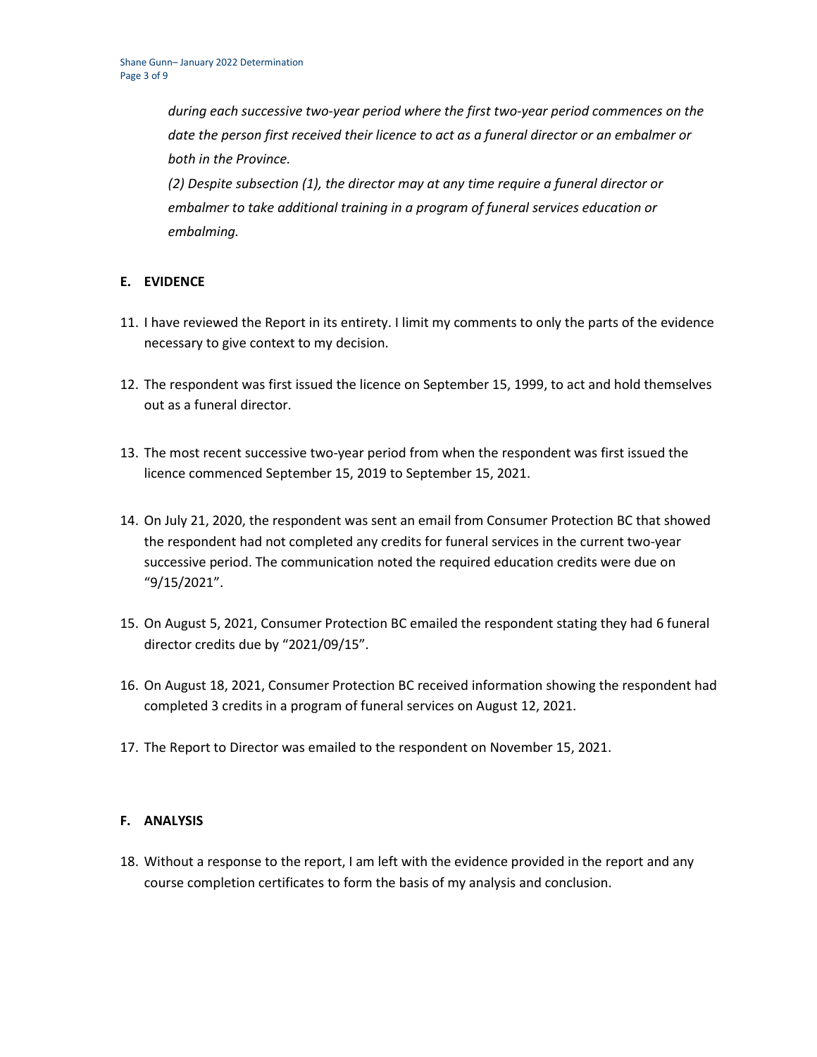*during each successive two-year period where the first two-year period commences on the date the person first received their licence to act as a funeral director or an embalmer or both in the Province.*

*(2) Despite subsection (1), the director may at any time require a funeral director or embalmer to take additional training in a program of funeral services education or embalming.*

## E. EVIDENCE

11. I have reviewed the Report in its entirety. I limit my comments to only the parts of the evidence necessary to give context to my decision.

12. The respondent was first issued the licence on September 15, 1999, to act and hold themselves out as a funeral director.

13. The most recent successive two-year period from when the respondent was first issued the licence commenced September 15, 2019 to September 15, 2021.

14. On July 21, 2020, the respondent was sent an email from Consumer Protection BC that showed the respondent had not completed any credits for funeral services in the current two-year successive period. The communication noted the required education credits were due on "9/15/2021".

15. On August 5, 2021, Consumer Protection BC emailed the respondent stating they had 6 funeral director credits due by "2021/09/15".

16. On August 18, 2021, Consumer Protection BC received information showing the respondent had completed 3 credits in a program of funeral services on August 12, 2021.

17. The Report to Director was emailed to the respondent on November 15, 2021.

## F. ANALYSIS

18. Without a response to the report, I am left with the evidence provided in the report and any course completion certificates to form the basis of my analysis and conclusion.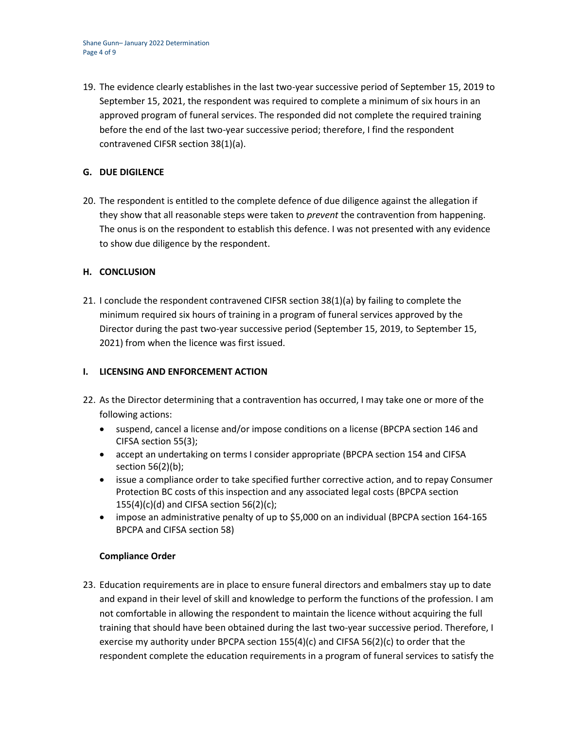19. The evidence clearly establishes in the last two-year successive period of September 15, 2019 to September 15, 2021, the respondent was required to complete a minimum of six hours in an approved program of funeral services. The responded did not complete the required training before the end of the last two-year successive period; therefore, I find the respondent contravened CIFSR section 38(1)(a).

## G. DUE DIGILENCE

20. The respondent is entitled to the complete defence of due diligence against the allegation if they show that all reasonable steps were taken to *prevent* the contravention from happening. The onus is on the respondent to establish this defence. I was not presented with any evidence to show due diligence by the respondent.

## H. CONCLUSION

21. I conclude the respondent contravened CIFSR section 38(1)(a) by failing to complete the minimum required six hours of training in a program of funeral services approved by the Director during the past two-year successive period (September 15, 2019, to September 15, 2021) from when the licence was first issued.

## I. LICENSING AND ENFORCEMENT ACTION

22. As the Director determining that a contravention has occurred, I may take one or more of the following actions:
    - suspend, cancel a license and/or impose conditions on a license (BPCPA section 146 and CIFSA section 55(3);
    - accept an undertaking on terms I consider appropriate (BPCPA section 154 and CIFSA section 56(2)(b);
    - issue a compliance order to take specified further corrective action, and to repay Consumer Protection BC costs of this inspection and any associated legal costs (BPCPA section 155(4)(c)(d) and CIFSA section 56(2)(c);
    - impose an administrative penalty of up to $5,000 on an individual (BPCPA section 164-165 BPCPA and CIFSA section 58)

### Compliance Order

23. Education requirements are in place to ensure funeral directors and embalmers stay up to date and expand in their level of skill and knowledge to perform the functions of the profession. I am not comfortable in allowing the respondent to maintain the licence without acquiring the full training that should have been obtained during the last two-year successive period. Therefore, I exercise my authority under BPCPA section 155(4)(c) and CIFSA 56(2)(c) to order that the respondent complete the education requirements in a program of funeral services to satisfy the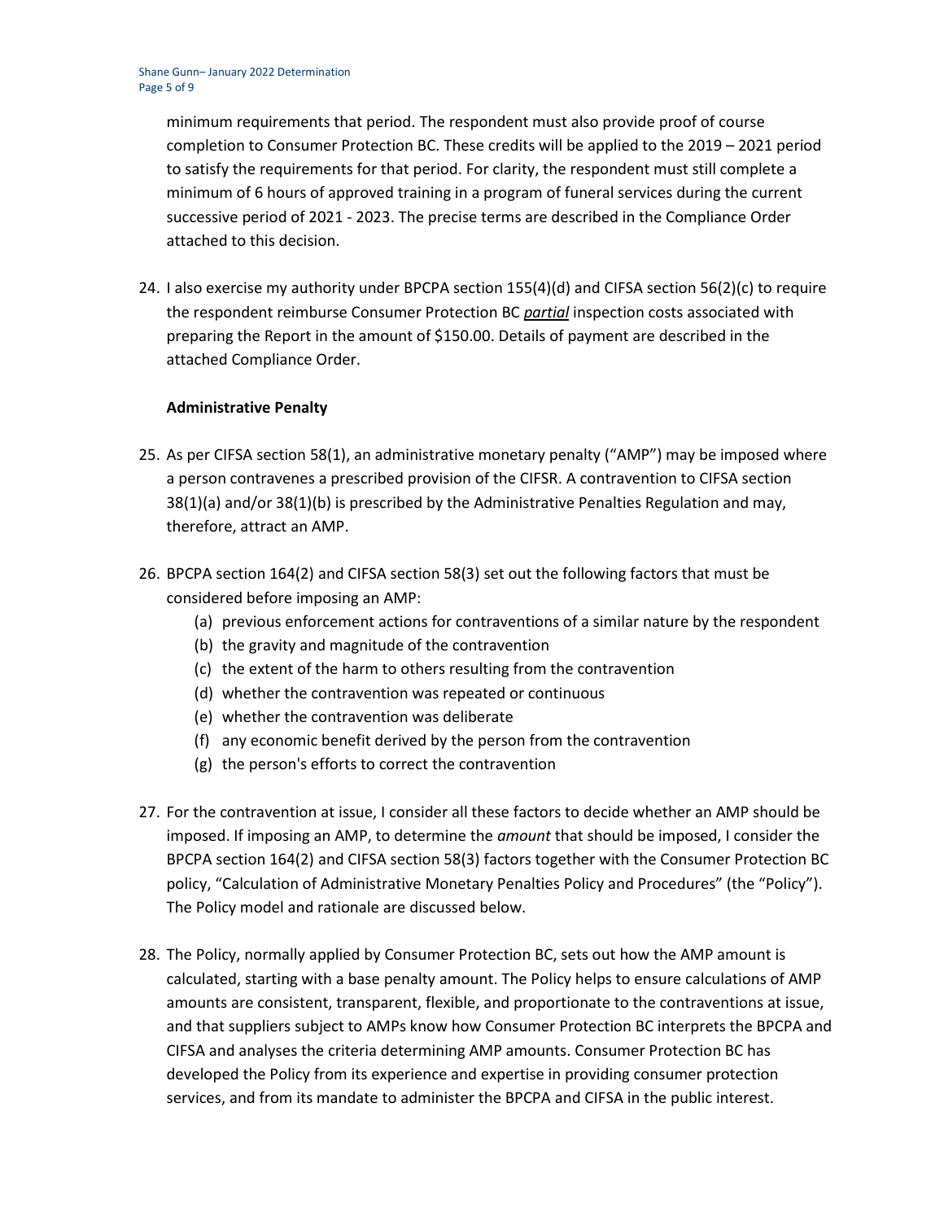minimum requirements that period. The respondent must also provide proof of course completion to Consumer Protection BC. These credits will be applied to the 2019 – 2021 period to satisfy the requirements for that period. For clarity, the respondent must still complete a minimum of 6 hours of approved training in a program of funeral services during the current successive period of 2021 - 2023. The precise terms are described in the Compliance Order attached to this decision.

24. I also exercise my authority under BPCPA section 155(4)(d) and CIFSA section 56(2)(c) to require the respondent reimburse Consumer Protection BC ***partial*** inspection costs associated with preparing the Report in the amount of $150.00. Details of payment are described in the attached Compliance Order.

**Administrative Penalty**

25. As per CIFSA section 58(1), an administrative monetary penalty ("AMP") may be imposed where a person contravenes a prescribed provision of the CIFSR. A contravention to CIFSA section 38(1)(a) and/or 38(1)(b) is prescribed by the Administrative Penalties Regulation and may, therefore, attract an AMP.

26. BPCPA section 164(2) and CIFSA section 58(3) set out the following factors that must be considered before imposing an AMP:
    (a) previous enforcement actions for contraventions of a similar nature by the respondent
    (b) the gravity and magnitude of the contravention
    (c) the extent of the harm to others resulting from the contravention
    (d) whether the contravention was repeated or continuous
    (e) whether the contravention was deliberate
    (f) any economic benefit derived by the person from the contravention
    (g) the person's efforts to correct the contravention

27. For the contravention at issue, I consider all these factors to decide whether an AMP should be imposed. If imposing an AMP, to determine the *amount* that should be imposed, I consider the BPCPA section 164(2) and CIFSA section 58(3) factors together with the Consumer Protection BC policy, "Calculation of Administrative Monetary Penalties Policy and Procedures" (the "Policy"). The Policy model and rationale are discussed below.

28. The Policy, normally applied by Consumer Protection BC, sets out how the AMP amount is calculated, starting with a base penalty amount. The Policy helps to ensure calculations of AMP amounts are consistent, transparent, flexible, and proportionate to the contraventions at issue, and that suppliers subject to AMPs know how Consumer Protection BC interprets the BPCPA and CIFSA and analyses the criteria determining AMP amounts. Consumer Protection BC has developed the Policy from its experience and expertise in providing consumer protection services, and from its mandate to administer the BPCPA and CIFSA in the public interest.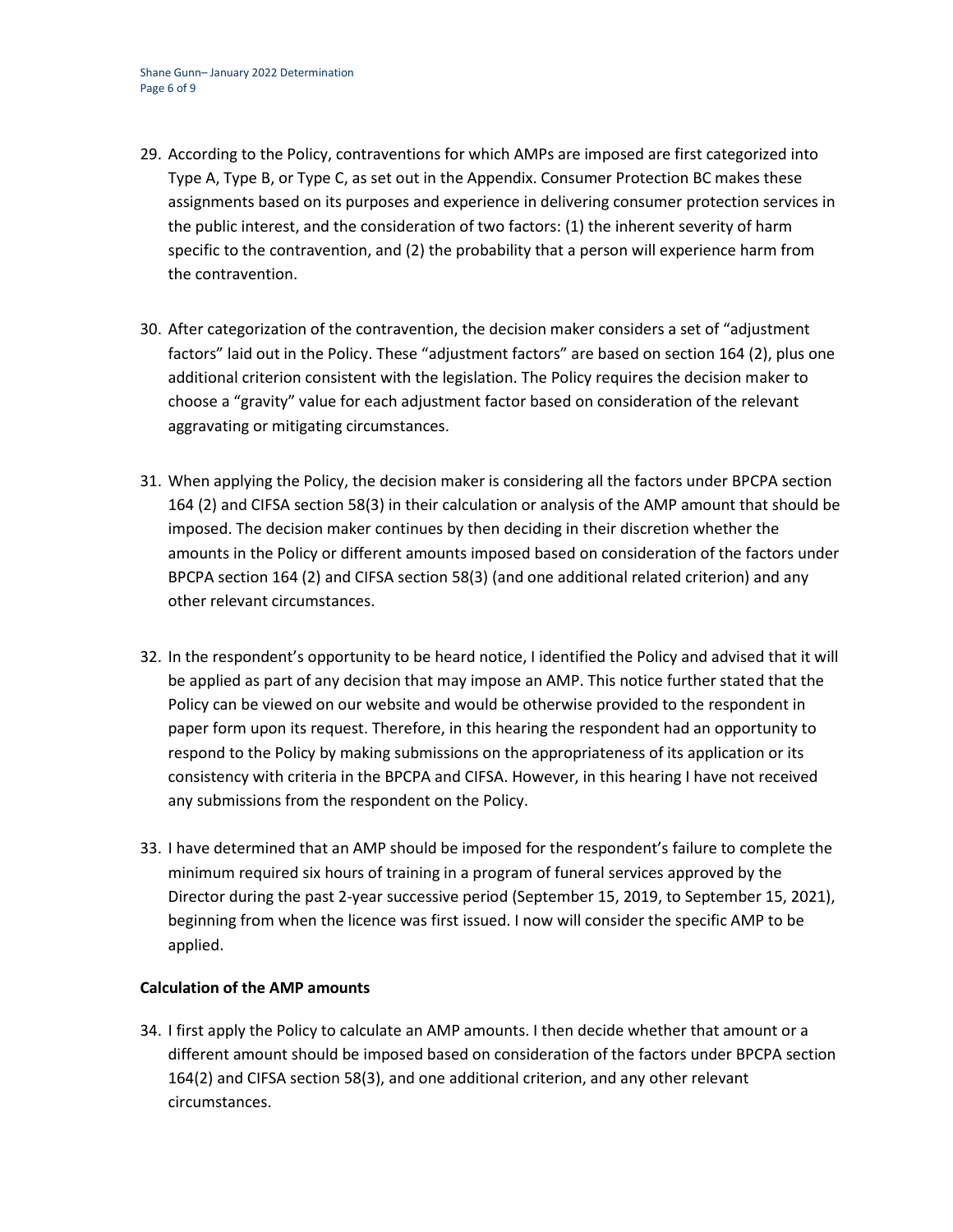29. According to the Policy, contraventions for which AMPs are imposed are first categorized into Type A, Type B, or Type C, as set out in the Appendix. Consumer Protection BC makes these assignments based on its purposes and experience in delivering consumer protection services in the public interest, and the consideration of two factors: (1) the inherent severity of harm specific to the contravention, and (2) the probability that a person will experience harm from the contravention.

30. After categorization of the contravention, the decision maker considers a set of "adjustment factors" laid out in the Policy. These "adjustment factors" are based on section 164 (2), plus one additional criterion consistent with the legislation. The Policy requires the decision maker to choose a "gravity" value for each adjustment factor based on consideration of the relevant aggravating or mitigating circumstances.

31. When applying the Policy, the decision maker is considering all the factors under BPCPA section 164 (2) and CIFSA section 58(3) in their calculation or analysis of the AMP amount that should be imposed. The decision maker continues by then deciding in their discretion whether the amounts in the Policy or different amounts imposed based on consideration of the factors under BPCPA section 164 (2) and CIFSA section 58(3) (and one additional related criterion) and any other relevant circumstances.

32. In the respondent's opportunity to be heard notice, I identified the Policy and advised that it will be applied as part of any decision that may impose an AMP. This notice further stated that the Policy can be viewed on our website and would be otherwise provided to the respondent in paper form upon its request. Therefore, in this hearing the respondent had an opportunity to respond to the Policy by making submissions on the appropriateness of its application or its consistency with criteria in the BPCPA and CIFSA. However, in this hearing I have not received any submissions from the respondent on the Policy.

33. I have determined that an AMP should be imposed for the respondent's failure to complete the minimum required six hours of training in a program of funeral services approved by the Director during the past 2-year successive period (September 15, 2019, to September 15, 2021), beginning from when the licence was first issued. I now will consider the specific AMP to be applied.

**Calculation of the AMP amounts**

34. I first apply the Policy to calculate an AMP amounts. I then decide whether that amount or a different amount should be imposed based on consideration of the factors under BPCPA section 164(2) and CIFSA section 58(3), and one additional criterion, and any other relevant circumstances.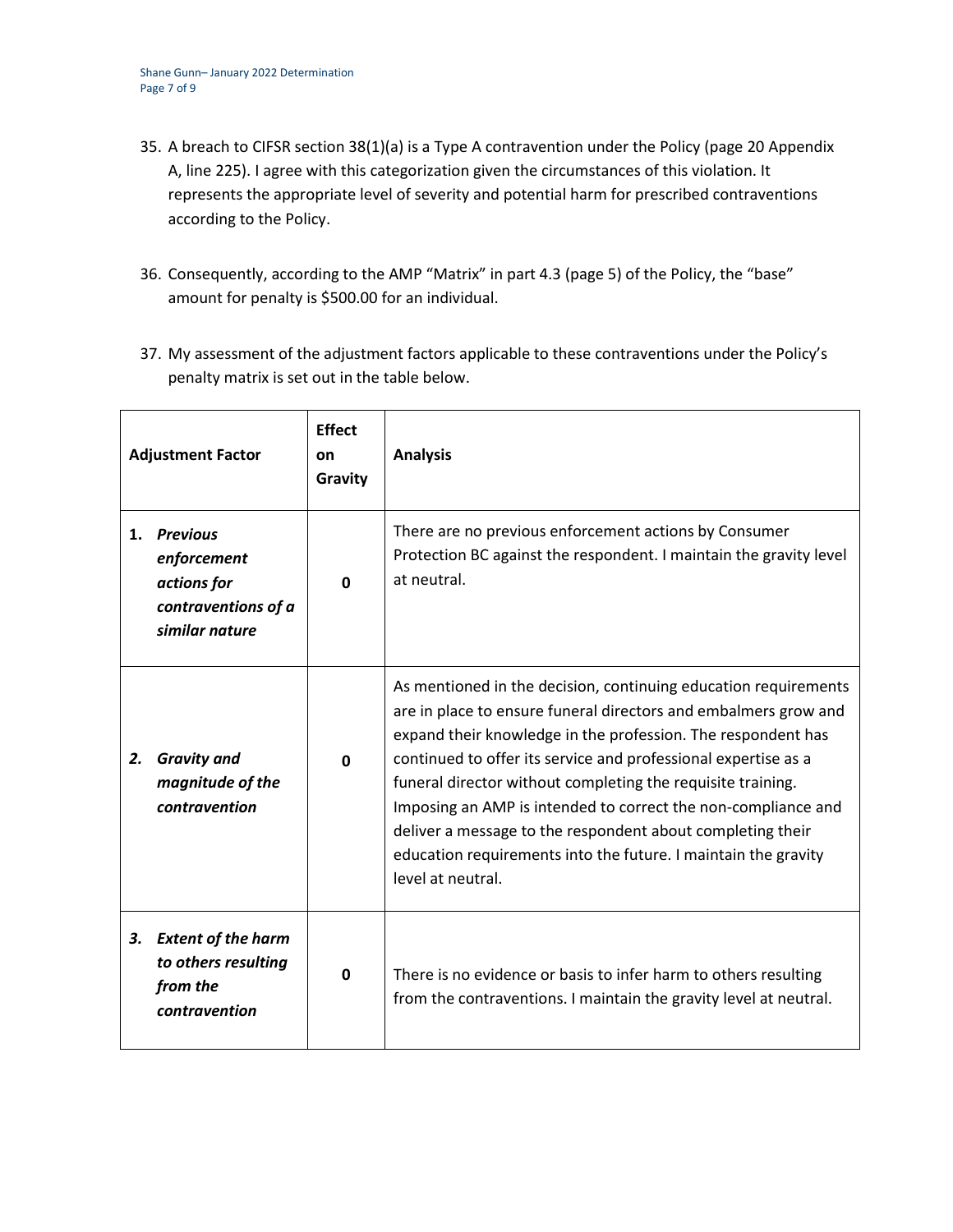35. A breach to CIFSR section 38(1)(a) is a Type A contravention under the Policy (page 20 Appendix A, line 225). I agree with this categorization given the circumstances of this violation. It represents the appropriate level of severity and potential harm for prescribed contraventions according to the Policy.

36. Consequently, according to the AMP "Matrix" in part 4.3 (page 5) of the Policy, the "base" amount for penalty is $500.00 for an individual.

37. My assessment of the adjustment factors applicable to these contraventions under the Policy's penalty matrix is set out in the table below.

| Adjustment Factor | Effect on Gravity | Analysis |
|---|---|---|
| **1. *Previous enforcement actions for contraventions of a similar nature*** | **0** | There are no previous enforcement actions by Consumer Protection BC against the respondent. I maintain the gravity level at neutral. |
| ***2. Gravity and magnitude of the contravention*** | **0** | As mentioned in the decision, continuing education requirements are in place to ensure funeral directors and embalmers grow and expand their knowledge in the profession. The respondent has continued to offer its service and professional expertise as a funeral director without completing the requisite training. Imposing an AMP is intended to correct the non-compliance and deliver a message to the respondent about completing their education requirements into the future. I maintain the gravity level at neutral. |
| ***3. Extent of the harm to others resulting from the contravention*** | **0** | There is no evidence or basis to infer harm to others resulting from the contraventions. I maintain the gravity level at neutral. |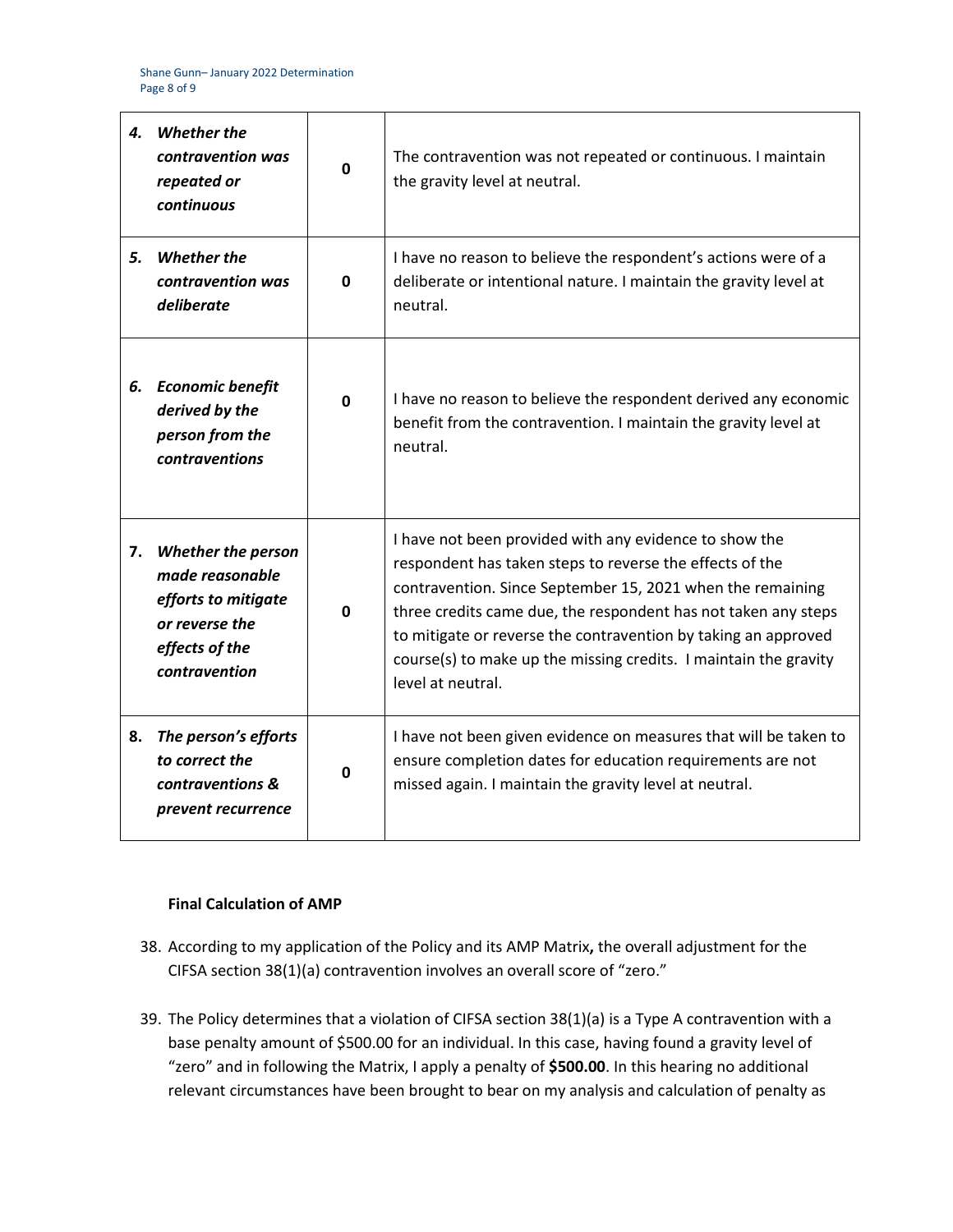| | | |
|---|---|---|
| ***4. Whether the contravention was repeated or continuous*** | **0** | The contravention was not repeated or continuous. I maintain the gravity level at neutral. |
| ***5. Whether the contravention was deliberate*** | **0** | I have no reason to believe the respondent's actions were of a deliberate or intentional nature. I maintain the gravity level at neutral. |
| ***6. Economic benefit derived by the person from the contraventions*** | **0** | I have no reason to believe the respondent derived any economic benefit from the contravention. I maintain the gravity level at neutral. |
| **7.** ***Whether the person made reasonable efforts to mitigate or reverse the effects of the contravention*** | **0** | I have not been provided with any evidence to show the respondent has taken steps to reverse the effects of the contravention. Since September 15, 2021 when the remaining three credits came due, the respondent has not taken any steps to mitigate or reverse the contravention by taking an approved course(s) to make up the missing credits. I maintain the gravity level at neutral. |
| **8.** ***The person's efforts to correct the contraventions & prevent recurrence*** | **0** | I have not been given evidence on measures that will be taken to ensure completion dates for education requirements are not missed again. I maintain the gravity level at neutral. |

**Final Calculation of AMP**

38. According to my application of the Policy and its AMP Matrix**,** the overall adjustment for the CIFSA section 38(1)(a) contravention involves an overall score of "zero."

39. The Policy determines that a violation of CIFSA section 38(1)(a) is a Type A contravention with a base penalty amount of $500.00 for an individual. In this case, having found a gravity level of "zero" and in following the Matrix, I apply a penalty of **$500.00**. In this hearing no additional relevant circumstances have been brought to bear on my analysis and calculation of penalty as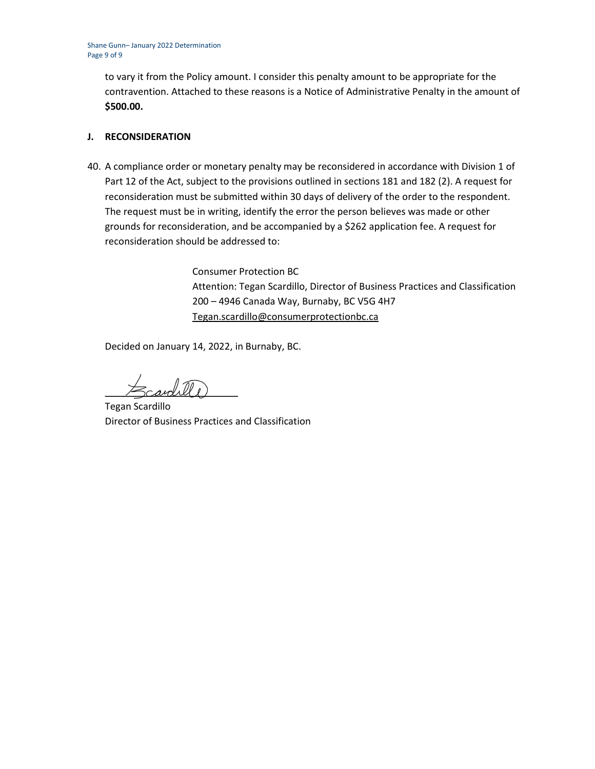to vary it from the Policy amount. I consider this penalty amount to be appropriate for the contravention. Attached to these reasons is a Notice of Administrative Penalty in the amount of **$500.00.**

## J. RECONSIDERATION

40. A compliance order or monetary penalty may be reconsidered in accordance with Division 1 of Part 12 of the Act, subject to the provisions outlined in sections 181 and 182 (2). A request for reconsideration must be submitted within 30 days of delivery of the order to the respondent. The request must be in writing, identify the error the person believes was made or other grounds for reconsideration, and be accompanied by a $262 application fee. A request for reconsideration should be addressed to:

Consumer Protection BC
Attention: Tegan Scardillo, Director of Business Practices and Classification
200 – 4946 Canada Way, Burnaby, BC V5G 4H7
Tegan.scardillo@consumerprotectionbc.ca

Decided on January 14, 2022, in Burnaby, BC.

Tegan Scardillo
Director of Business Practices and Classification